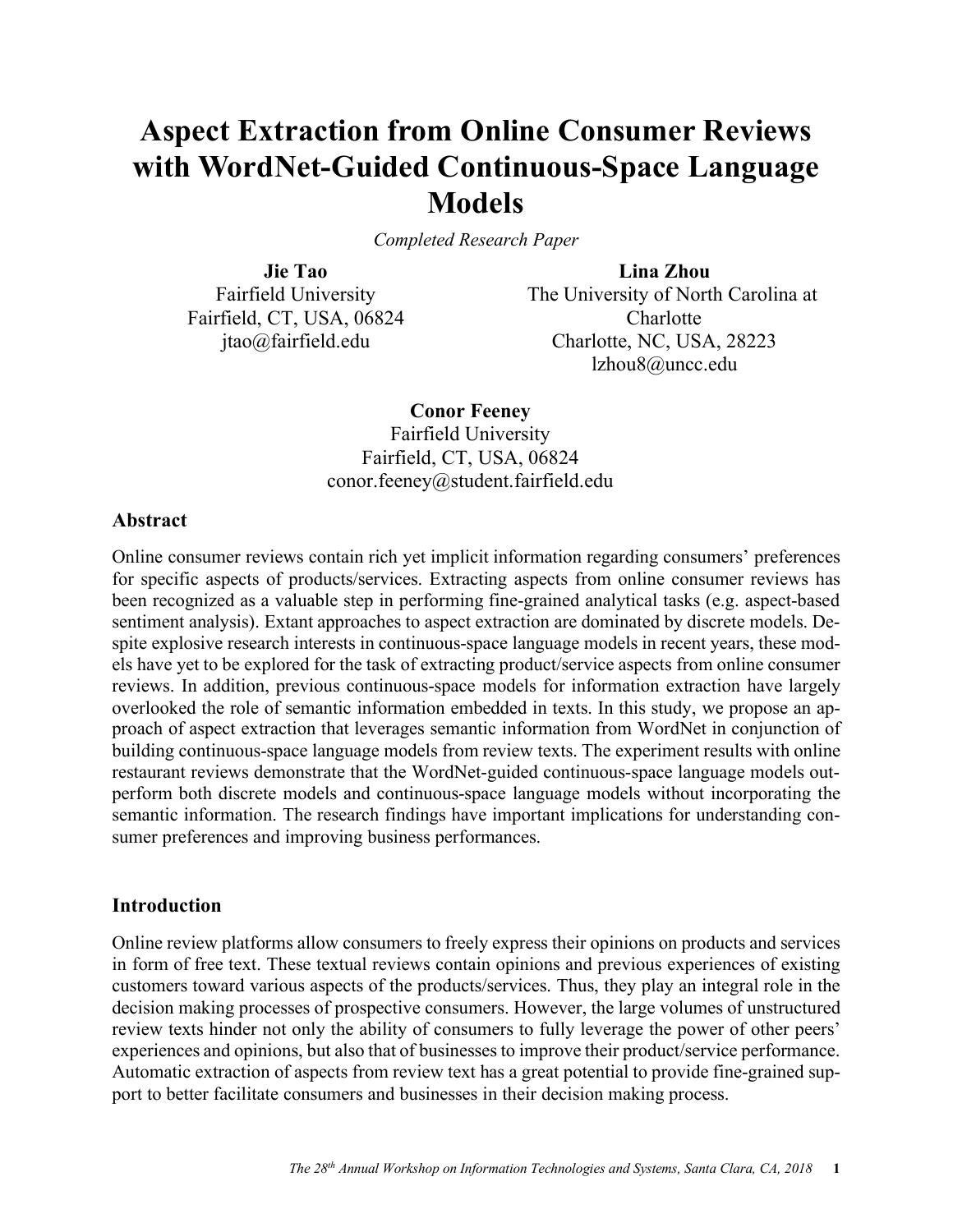# Aspect Extraction from Online Consumer Reviews with WordNet-Guided Continuous-Space Language Models

*Completed Research Paper*

**Jie Tao**
Fairfield University
Fairfield, CT, USA, 06824
jtao@fairfield.edu

**Lina Zhou**
The University of North Carolina at Charlotte
Charlotte, NC, USA, 28223
lzhou8@uncc.edu

**Conor Feeney**
Fairfield University
Fairfield, CT, USA, 06824
conor.feeney@student.fairfield.edu

## Abstract

Online consumer reviews contain rich yet implicit information regarding consumers' preferences for specific aspects of products/services. Extracting aspects from online consumer reviews has been recognized as a valuable step in performing fine-grained analytical tasks (e.g. aspect-based sentiment analysis). Extant approaches to aspect extraction are dominated by discrete models. Despite explosive research interests in continuous-space language models in recent years, these models have yet to be explored for the task of extracting product/service aspects from online consumer reviews. In addition, previous continuous-space models for information extraction have largely overlooked the role of semantic information embedded in texts. In this study, we propose an approach of aspect extraction that leverages semantic information from WordNet in conjunction of building continuous-space language models from review texts. The experiment results with online restaurant reviews demonstrate that the WordNet-guided continuous-space language models outperform both discrete models and continuous-space language models without incorporating the semantic information. The research findings have important implications for understanding consumer preferences and improving business performances.

## Introduction

Online review platforms allow consumers to freely express their opinions on products and services in form of free text. These textual reviews contain opinions and previous experiences of existing customers toward various aspects of the products/services. Thus, they play an integral role in the decision making processes of prospective consumers. However, the large volumes of unstructured review texts hinder not only the ability of consumers to fully leverage the power of other peers' experiences and opinions, but also that of businesses to improve their product/service performance. Automatic extraction of aspects from review text has a great potential to provide fine-grained support to better facilitate consumers and businesses in their decision making process.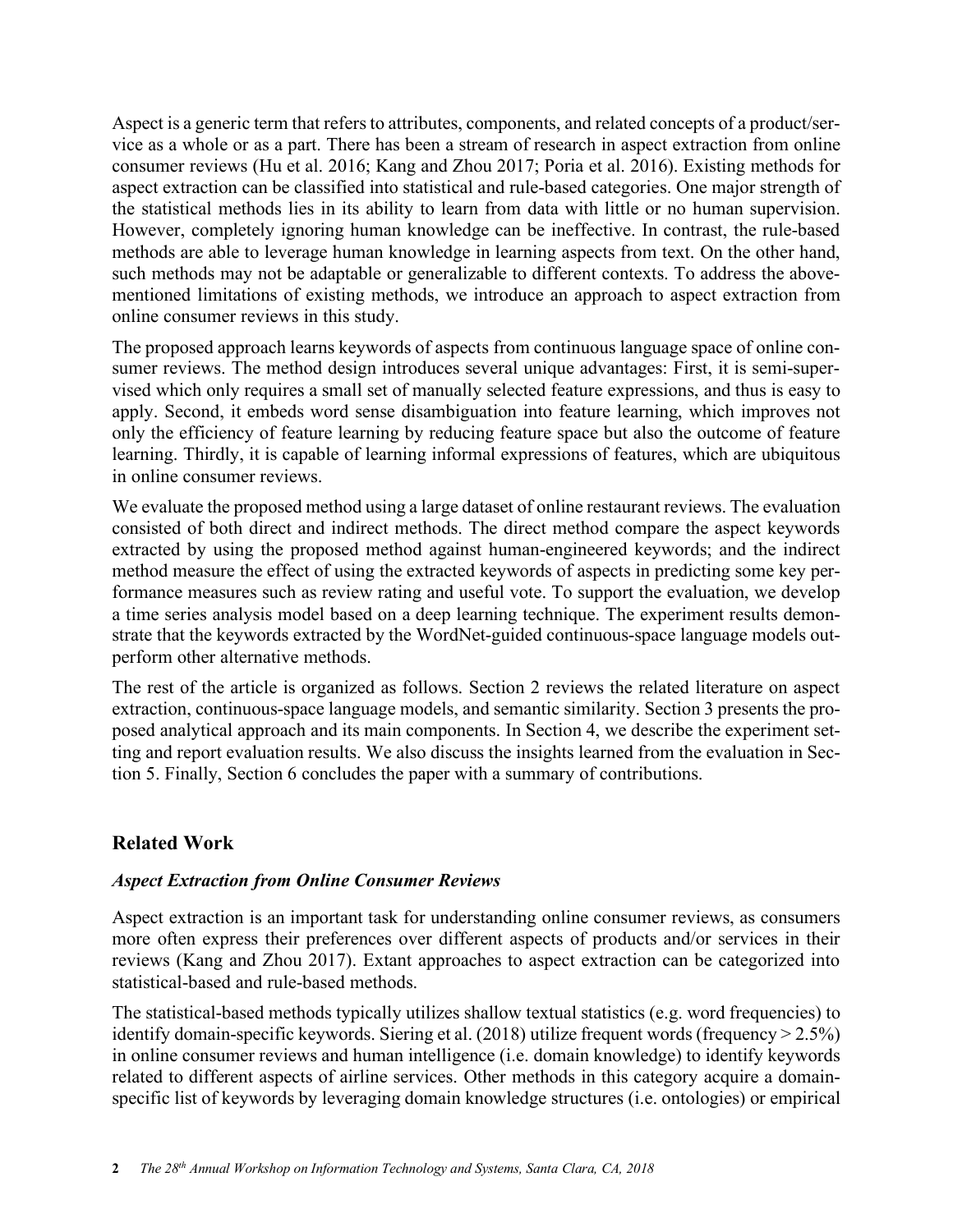Aspect is a generic term that refers to attributes, components, and related concepts of a product/service as a whole or as a part. There has been a stream of research in aspect extraction from online consumer reviews (Hu et al. 2016; Kang and Zhou 2017; Poria et al. 2016). Existing methods for aspect extraction can be classified into statistical and rule-based categories. One major strength of the statistical methods lies in its ability to learn from data with little or no human supervision. However, completely ignoring human knowledge can be ineffective. In contrast, the rule-based methods are able to leverage human knowledge in learning aspects from text. On the other hand, such methods may not be adaptable or generalizable to different contexts. To address the above-mentioned limitations of existing methods, we introduce an approach to aspect extraction from online consumer reviews in this study.

The proposed approach learns keywords of aspects from continuous language space of online consumer reviews. The method design introduces several unique advantages: First, it is semi-supervised which only requires a small set of manually selected feature expressions, and thus is easy to apply. Second, it embeds word sense disambiguation into feature learning, which improves not only the efficiency of feature learning by reducing feature space but also the outcome of feature learning. Thirdly, it is capable of learning informal expressions of features, which are ubiquitous in online consumer reviews.

We evaluate the proposed method using a large dataset of online restaurant reviews. The evaluation consisted of both direct and indirect methods. The direct method compare the aspect keywords extracted by using the proposed method against human-engineered keywords; and the indirect method measure the effect of using the extracted keywords of aspects in predicting some key performance measures such as review rating and useful vote. To support the evaluation, we develop a time series analysis model based on a deep learning technique. The experiment results demonstrate that the keywords extracted by the WordNet-guided continuous-space language models outperform other alternative methods.

The rest of the article is organized as follows. Section 2 reviews the related literature on aspect extraction, continuous-space language models, and semantic similarity. Section 3 presents the proposed analytical approach and its main components. In Section 4, we describe the experiment setting and report evaluation results. We also discuss the insights learned from the evaluation in Section 5. Finally, Section 6 concludes the paper with a summary of contributions.

## Related Work

### *Aspect Extraction from Online Consumer Reviews*

Aspect extraction is an important task for understanding online consumer reviews, as consumers more often express their preferences over different aspects of products and/or services in their reviews (Kang and Zhou 2017). Extant approaches to aspect extraction can be categorized into statistical-based and rule-based methods.

The statistical-based methods typically utilizes shallow textual statistics (e.g. word frequencies) to identify domain-specific keywords. Siering et al. (2018) utilize frequent words (frequency > 2.5%) in online consumer reviews and human intelligence (i.e. domain knowledge) to identify keywords related to different aspects of airline services. Other methods in this category acquire a domain-specific list of keywords by leveraging domain knowledge structures (i.e. ontologies) or empirical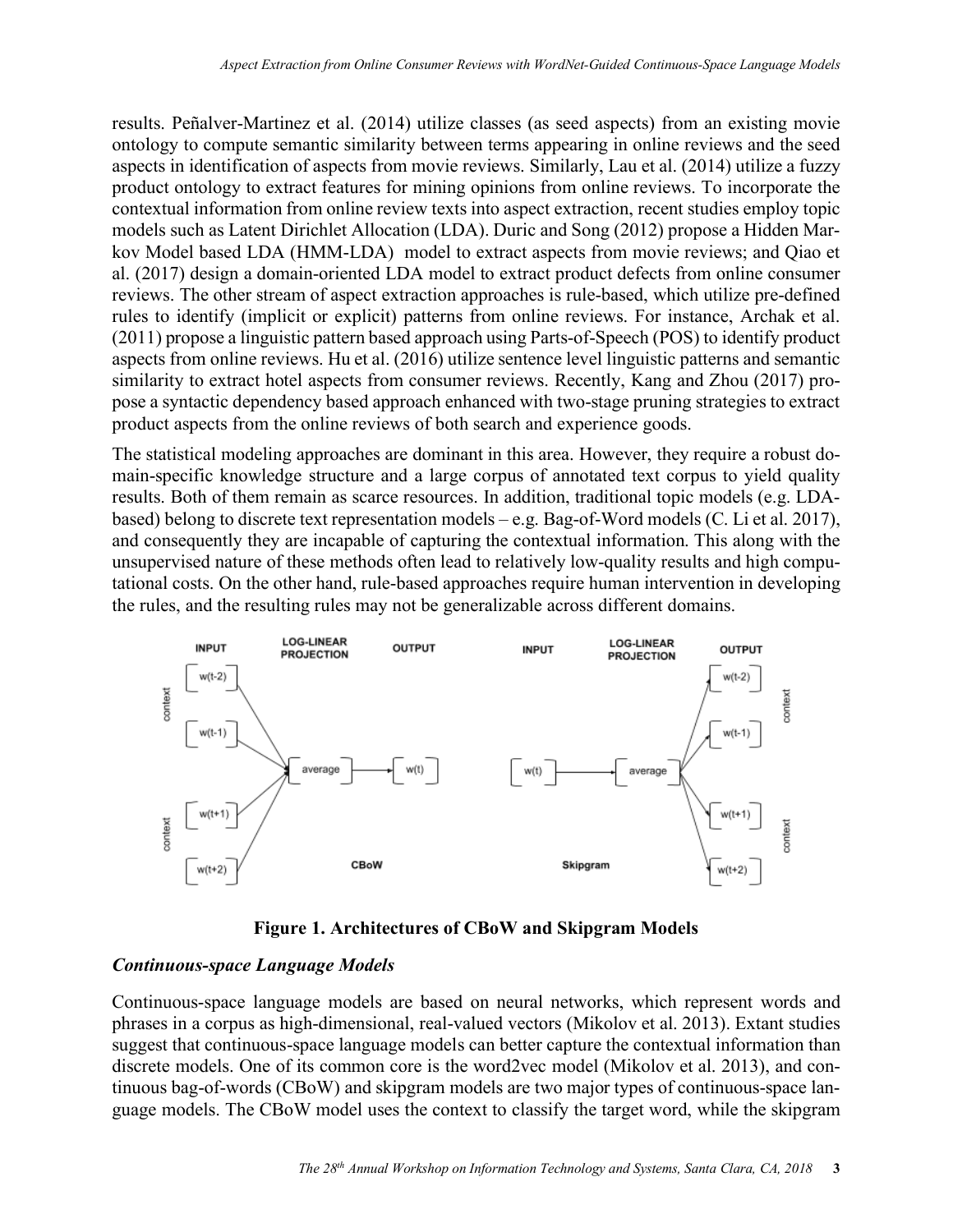results. Peñalver-Martinez et al. (2014) utilize classes (as seed aspects) from an existing movie ontology to compute semantic similarity between terms appearing in online reviews and the seed aspects in identification of aspects from movie reviews. Similarly, Lau et al. (2014) utilize a fuzzy product ontology to extract features for mining opinions from online reviews. To incorporate the contextual information from online review texts into aspect extraction, recent studies employ topic models such as Latent Dirichlet Allocation (LDA). Duric and Song (2012) propose a Hidden Markov Model based LDA (HMM-LDA) model to extract aspects from movie reviews; and Qiao et al. (2017) design a domain-oriented LDA model to extract product defects from online consumer reviews. The other stream of aspect extraction approaches is rule-based, which utilize pre-defined rules to identify (implicit or explicit) patterns from online reviews. For instance, Archak et al. (2011) propose a linguistic pattern based approach using Parts-of-Speech (POS) to identify product aspects from online reviews. Hu et al. (2016) utilize sentence level linguistic patterns and semantic similarity to extract hotel aspects from consumer reviews. Recently, Kang and Zhou (2017) propose a syntactic dependency based approach enhanced with two-stage pruning strategies to extract product aspects from the online reviews of both search and experience goods.

The statistical modeling approaches are dominant in this area. However, they require a robust domain-specific knowledge structure and a large corpus of annotated text corpus to yield quality results. Both of them remain as scarce resources. In addition, traditional topic models (e.g. LDA-based) belong to discrete text representation models – e.g. Bag-of-Word models (C. Li et al. 2017), and consequently they are incapable of capturing the contextual information. This along with the unsupervised nature of these methods often lead to relatively low-quality results and high computational costs. On the other hand, rule-based approaches require human intervention in developing the rules, and the resulting rules may not be generalizable across different domains.

**Figure 1. Architectures of CBoW and Skipgram Models**

### *Continuous-space Language Models*

Continuous-space language models are based on neural networks, which represent words and phrases in a corpus as high-dimensional, real-valued vectors (Mikolov et al. 2013). Extant studies suggest that continuous-space language models can better capture the contextual information than discrete models. One of its common core is the word2vec model (Mikolov et al. 2013), and continuous bag-of-words (CBoW) and skipgram models are two major types of continuous-space language models. The CBoW model uses the context to classify the target word, while the skipgram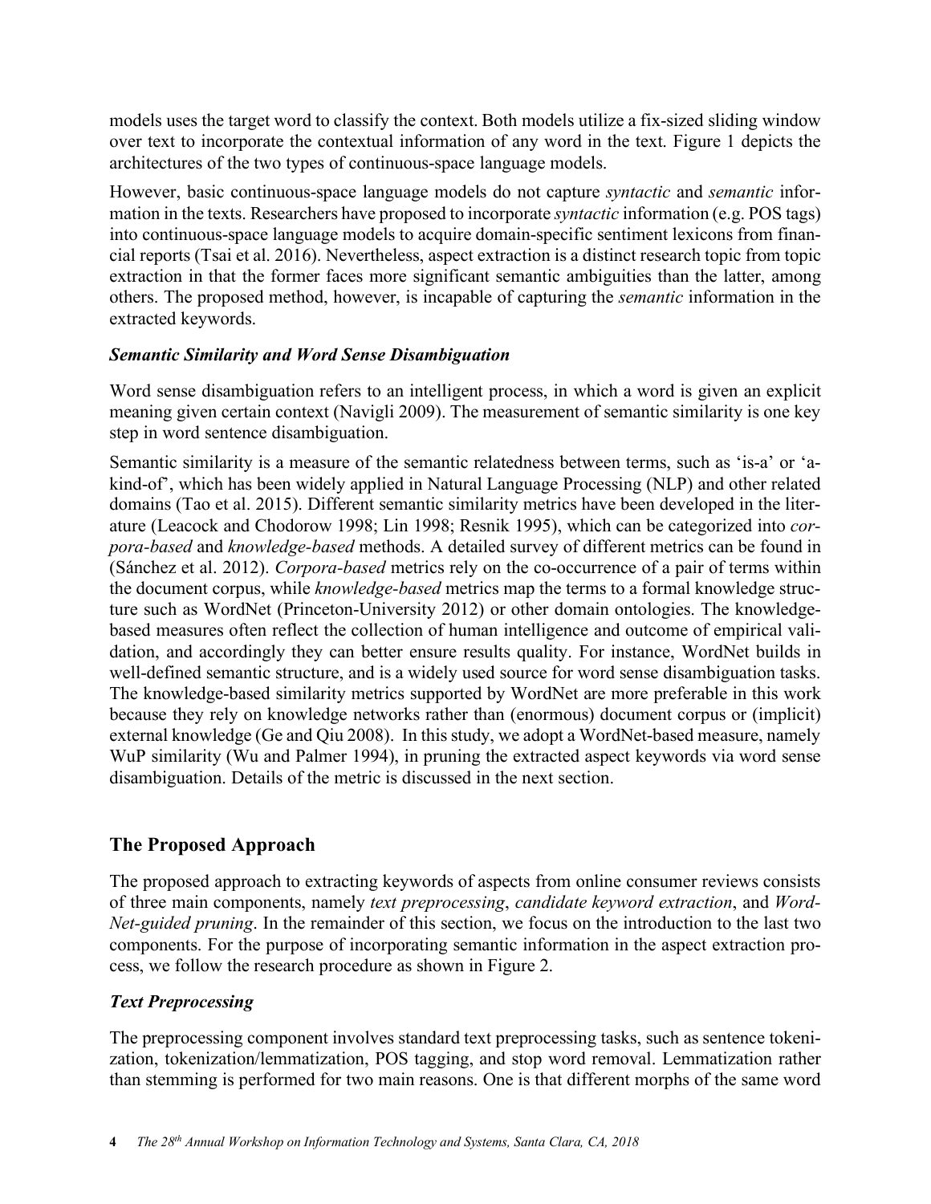models uses the target word to classify the context. Both models utilize a fix-sized sliding window over text to incorporate the contextual information of any word in the text. Figure 1 depicts the architectures of the two types of continuous-space language models.

However, basic continuous-space language models do not capture *syntactic* and *semantic* information in the texts. Researchers have proposed to incorporate *syntactic* information (e.g. POS tags) into continuous-space language models to acquire domain-specific sentiment lexicons from financial reports (Tsai et al. 2016). Nevertheless, aspect extraction is a distinct research topic from topic extraction in that the former faces more significant semantic ambiguities than the latter, among others. The proposed method, however, is incapable of capturing the *semantic* information in the extracted keywords.

### *Semantic Similarity and Word Sense Disambiguation*

Word sense disambiguation refers to an intelligent process, in which a word is given an explicit meaning given certain context (Navigli 2009). The measurement of semantic similarity is one key step in word sentence disambiguation.

Semantic similarity is a measure of the semantic relatedness between terms, such as 'is-a' or 'a-kind-of', which has been widely applied in Natural Language Processing (NLP) and other related domains (Tao et al. 2015). Different semantic similarity metrics have been developed in the literature (Leacock and Chodorow 1998; Lin 1998; Resnik 1995), which can be categorized into *corpora-based* and *knowledge-based* methods. A detailed survey of different metrics can be found in (Sánchez et al. 2012). *Corpora-based* metrics rely on the co-occurrence of a pair of terms within the document corpus, while *knowledge-based* metrics map the terms to a formal knowledge structure such as WordNet (Princeton-University 2012) or other domain ontologies. The knowledge-based measures often reflect the collection of human intelligence and outcome of empirical validation, and accordingly they can better ensure results quality. For instance, WordNet builds in well-defined semantic structure, and is a widely used source for word sense disambiguation tasks. The knowledge-based similarity metrics supported by WordNet are more preferable in this work because they rely on knowledge networks rather than (enormous) document corpus or (implicit) external knowledge (Ge and Qiu 2008). In this study, we adopt a WordNet-based measure, namely WuP similarity (Wu and Palmer 1994), in pruning the extracted aspect keywords via word sense disambiguation. Details of the metric is discussed in the next section.

## The Proposed Approach

The proposed approach to extracting keywords of aspects from online consumer reviews consists of three main components, namely *text preprocessing*, *candidate keyword extraction*, and *WordNet-guided pruning*. In the remainder of this section, we focus on the introduction to the last two components. For the purpose of incorporating semantic information in the aspect extraction process, we follow the research procedure as shown in Figure 2.

### *Text Preprocessing*

The preprocessing component involves standard text preprocessing tasks, such as sentence tokenization, tokenization/lemmatization, POS tagging, and stop word removal. Lemmatization rather than stemming is performed for two main reasons. One is that different morphs of the same word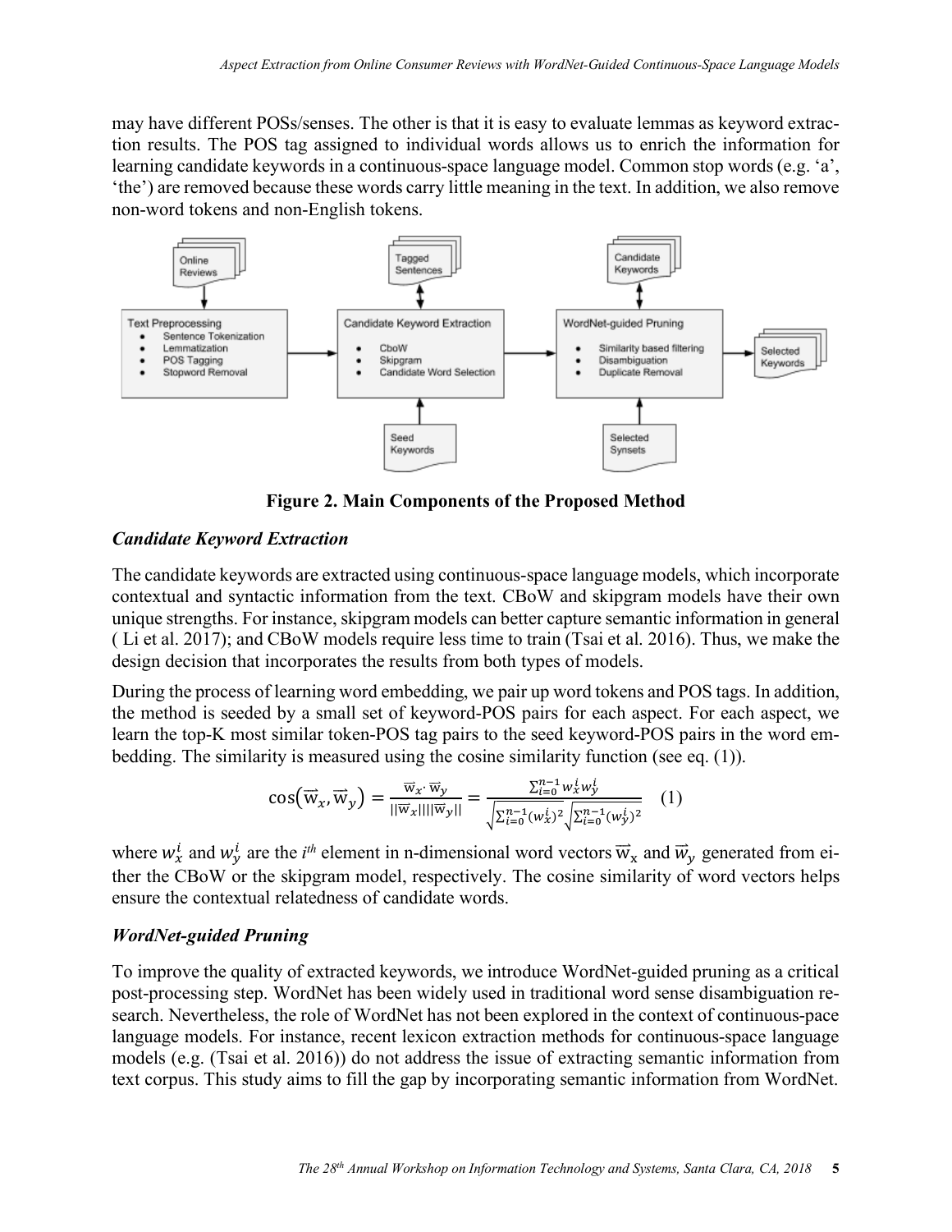may have different POSs/senses. The other is that it is easy to evaluate lemmas as keyword extraction results. The POS tag assigned to individual words allows us to enrich the information for learning candidate keywords in a continuous-space language model. Common stop words (e.g. ‘a’, ‘the’) are removed because these words carry little meaning in the text. In addition, we also remove non-word tokens and non-English tokens.

**Figure 2. Main Components of the Proposed Method**

### *Candidate Keyword Extraction*

The candidate keywords are extracted using continuous-space language models, which incorporate contextual and syntactic information from the text. CBoW and skipgram models have their own unique strengths. For instance, skipgram models can better capture semantic information in general ( Li et al. 2017); and CBoW models require less time to train (Tsai et al. 2016). Thus, we make the design decision that incorporates the results from both types of models.

During the process of learning word embedding, we pair up word tokens and POS tags. In addition, the method is seeded by a small set of keyword-POS pairs for each aspect. For each aspect, we learn the top-K most similar token-POS tag pairs to the seed keyword-POS pairs in the word embedding. The similarity is measured using the cosine similarity function (see eq. (1)).

$$\cos\left(\vec{\mathrm{w}}_x, \vec{\mathrm{w}}_y\right) = \frac{\vec{\mathrm{w}}_x \cdot \vec{\mathrm{w}}_y}{||\vec{\mathrm{w}}_x||||\vec{\mathrm{w}}_y||} = \frac{\sum_{i=0}^{n-1} w_x^i w_y^i}{\sqrt{\sum_{i=0}^{n-1}(w_x^i)^2}\sqrt{\sum_{i=0}^{n-1}(w_y^i)^2}} \quad (1)$$

where $w_x^i$ and $w_y^i$ are the $i^{th}$ element in n-dimensional word vectors $\vec{\mathrm{w}}_x$ and $\vec{w}_y$ generated from either the CBoW or the skipgram model, respectively. The cosine similarity of word vectors helps ensure the contextual relatedness of candidate words.

### *WordNet-guided Pruning*

To improve the quality of extracted keywords, we introduce WordNet-guided pruning as a critical post-processing step. WordNet has been widely used in traditional word sense disambiguation research. Nevertheless, the role of WordNet has not been explored in the context of continuous-pace language models. For instance, recent lexicon extraction methods for continuous-space language models (e.g. (Tsai et al. 2016)) do not address the issue of extracting semantic information from text corpus. This study aims to fill the gap by incorporating semantic information from WordNet.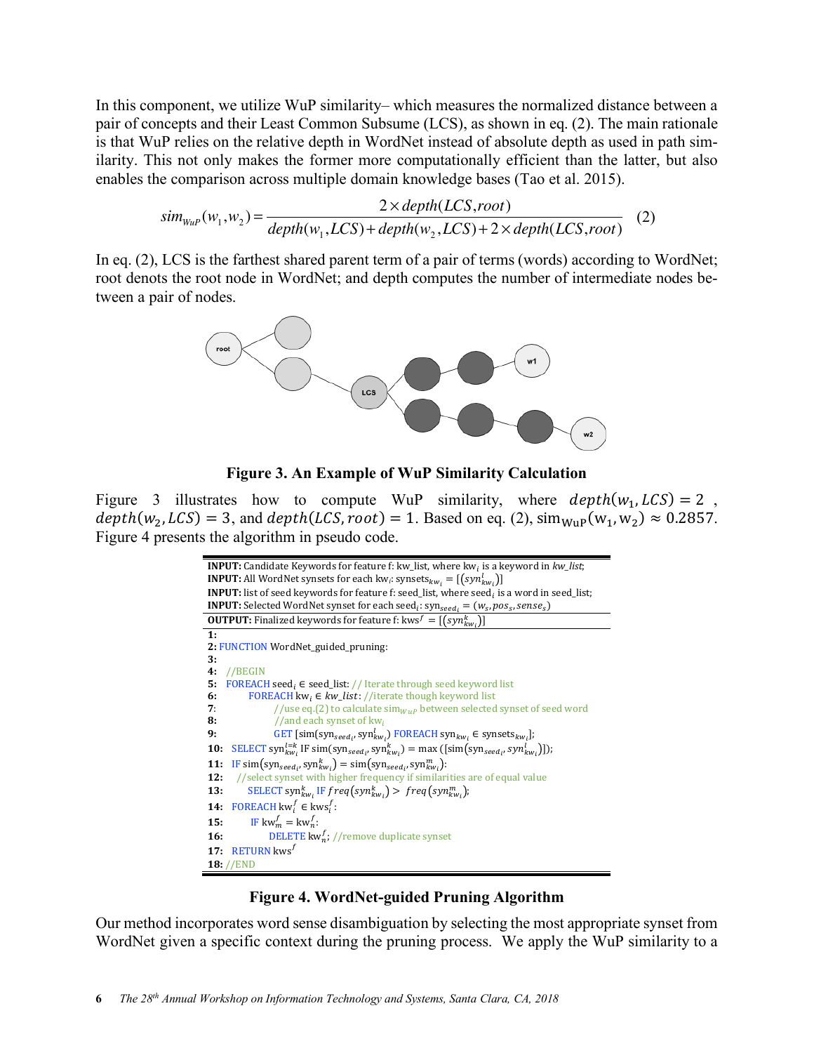In this component, we utilize WuP similarity– which measures the normalized distance between a pair of concepts and their Least Common Subsume (LCS), as shown in eq. (2). The main rationale is that WuP relies on the relative depth in WordNet instead of absolute depth as used in path similarity. This not only makes the former more computationally efficient than the latter, but also enables the comparison across multiple domain knowledge bases (Tao et al. 2015).

$$sim_{WuP}(w_1, w_2) = \frac{2 \times depth(LCS, root)}{depth(w_1, LCS) + depth(w_2, LCS) + 2 \times depth(LCS, root)} \quad (2)$$

In eq. (2), LCS is the farthest shared parent term of a pair of terms (words) according to WordNet; root denots the root node in WordNet; and depth computes the number of intermediate nodes between a pair of nodes.

**Figure 3. An Example of WuP Similarity Calculation**

Figure 3 illustrates how to compute WuP similarity, where $depth(w_1, LCS) = 2$, $depth(w_2, LCS) = 3$, and $depth(LCS, root) = 1$. Based on eq. (2), $\mathrm{sim_{WuP}}(\mathrm{w_1}, \mathrm{w_2}) \approx 0.2857$. Figure 4 presents the algorithm in pseudo code.

```
INPUT: Candidate Keywords for feature f: kw_list, where kw_i is a keyword in kw_list;
INPUT: All WordNet synsets for each kw_i: synsets_{kw_i} = [(syn^l_{kw_i})]
INPUT: list of seed keywords for feature f: seed_list, where seed_i is a word in seed_list;
INPUT: Selected WordNet synset for each seed_i: syn_{seed_i} = (w_s, pos_s, sense_s)
OUTPUT: Finalized keywords for feature f: kws^f = [(syn^k_{kw_i})]
1:
2: FUNCTION WordNet_guided_pruning:
3:
4:   //BEGIN
5:   FOREACH seed_i ∈ seed_list: // Iterate through seed keyword list
6:       FOREACH kw_i ∈ kw_list: //iterate though keyword list
7:           //use eq.(2) to calculate sim_{WuP} between selected synset of seed word
8:           //and each synset of kw_i
9:           GET [sim(syn_{seed_i}, syn^l_{kw_i}) FOREACH syn_{kw_i} ∈ synsets_{kw_i}];
10:  SELECT syn^{l=k}_{kw_i} IF sim(syn_{seed_i}, syn^k_{kw_i}) = max([sim(syn_{seed_i}, syn^l_{kw_i})]);
11:  IF sim(syn_{seed_i}, syn^k_{kw_i}) = sim(syn_{seed_i}, syn^m_{kw_i}):
12:   //select synset with higher frequency if similarities are of equal value
13:      SELECT syn^k_{kw_i} IF freq(syn^k_{kw_i}) > freq(syn^m_{kw_i});
14:  FOREACH kw^f_i ∈ kws^f_i:
15:      IF kw^f_m = kw^f_n:
16:          DELETE kw^f_n; //remove duplicate synset
17:  RETURN kws^f
18: //END
```

**Figure 4. WordNet-guided Pruning Algorithm**

Our method incorporates word sense disambiguation by selecting the most appropriate synset from WordNet given a specific context during the pruning process. We apply the WuP similarity to a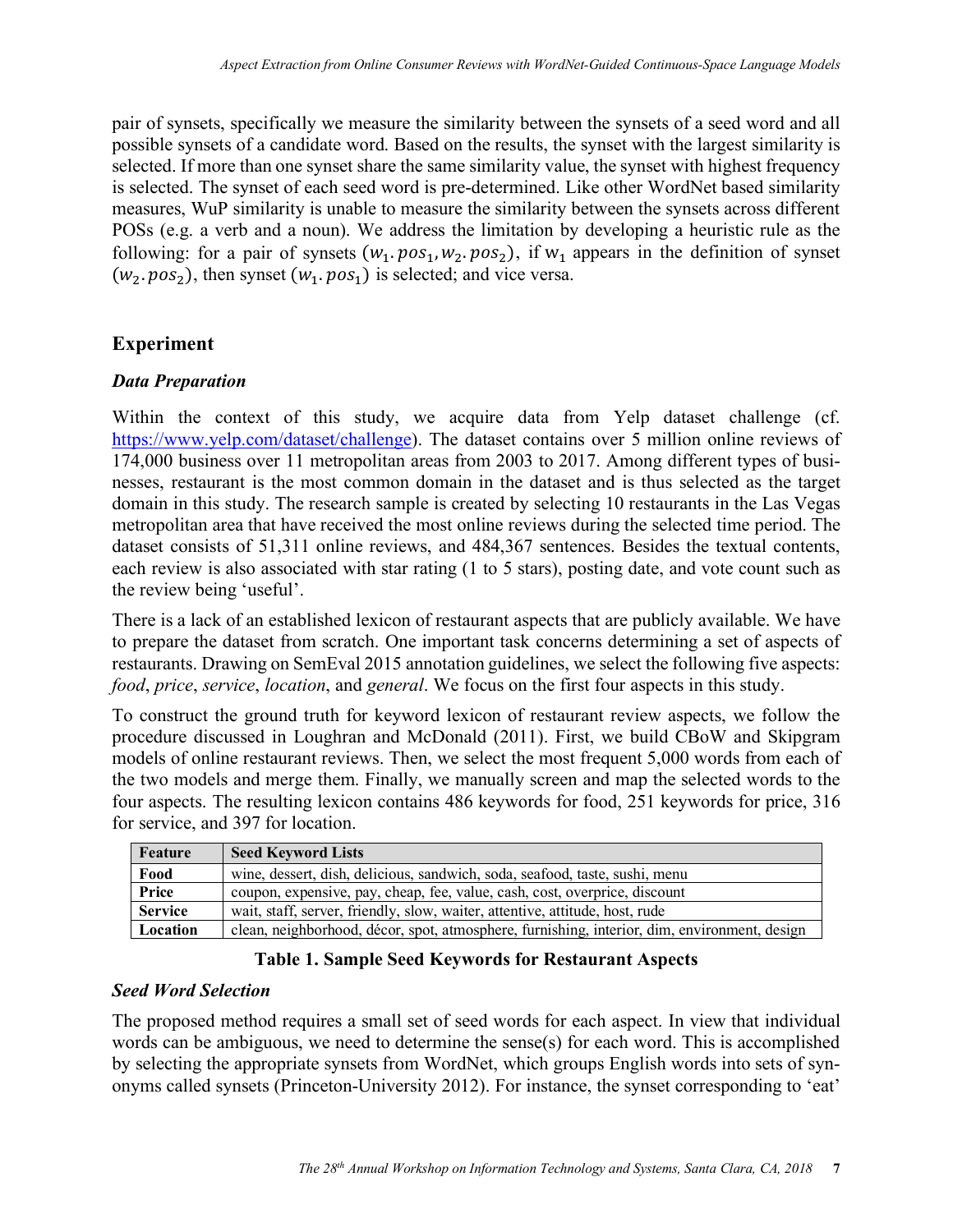pair of synsets, specifically we measure the similarity between the synsets of a seed word and all possible synsets of a candidate word. Based on the results, the synset with the largest similarity is selected. If more than one synset share the same similarity value, the synset with highest frequency is selected. The synset of each seed word is pre-determined. Like other WordNet based similarity measures, WuP similarity is unable to measure the similarity between the synsets across different POSs (e.g. a verb and a noun). We address the limitation by developing a heuristic rule as the following: for a pair of synsets $(w_1.pos_1, w_2.pos_2)$, if $w_1$ appears in the definition of synset $(w_2.pos_2)$, then synset $(w_1.pos_1)$ is selected; and vice versa.

## Experiment

### *Data Preparation*

Within the context of this study, we acquire data from Yelp dataset challenge (cf. https://www.yelp.com/dataset/challenge). The dataset contains over 5 million online reviews of 174,000 business over 11 metropolitan areas from 2003 to 2017. Among different types of businesses, restaurant is the most common domain in the dataset and is thus selected as the target domain in this study. The research sample is created by selecting 10 restaurants in the Las Vegas metropolitan area that have received the most online reviews during the selected time period. The dataset consists of 51,311 online reviews, and 484,367 sentences. Besides the textual contents, each review is also associated with star rating (1 to 5 stars), posting date, and vote count such as the review being 'useful'.

There is a lack of an established lexicon of restaurant aspects that are publicly available. We have to prepare the dataset from scratch. One important task concerns determining a set of aspects of restaurants. Drawing on SemEval 2015 annotation guidelines, we select the following five aspects: *food*, *price*, *service*, *location*, and *general*. We focus on the first four aspects in this study.

To construct the ground truth for keyword lexicon of restaurant review aspects, we follow the procedure discussed in Loughran and McDonald (2011). First, we build CBoW and Skipgram models of online restaurant reviews. Then, we select the most frequent 5,000 words from each of the two models and merge them. Finally, we manually screen and map the selected words to the four aspects. The resulting lexicon contains 486 keywords for food, 251 keywords for price, 316 for service, and 397 for location.

| Feature | Seed Keyword Lists |
| --- | --- |
| Food | wine, dessert, dish, delicious, sandwich, soda, seafood, taste, sushi, menu |
| Price | coupon, expensive, pay, cheap, fee, value, cash, cost, overprice, discount |
| Service | wait, staff, server, friendly, slow, waiter, attentive, attitude, host, rude |
| Location | clean, neighborhood, décor, spot, atmosphere, furnishing, interior, dim, environment, design |

**Table 1. Sample Seed Keywords for Restaurant Aspects**

### *Seed Word Selection*

The proposed method requires a small set of seed words for each aspect. In view that individual words can be ambiguous, we need to determine the sense(s) for each word. This is accomplished by selecting the appropriate synsets from WordNet, which groups English words into sets of synonyms called synsets (Princeton-University 2012). For instance, the synset corresponding to 'eat'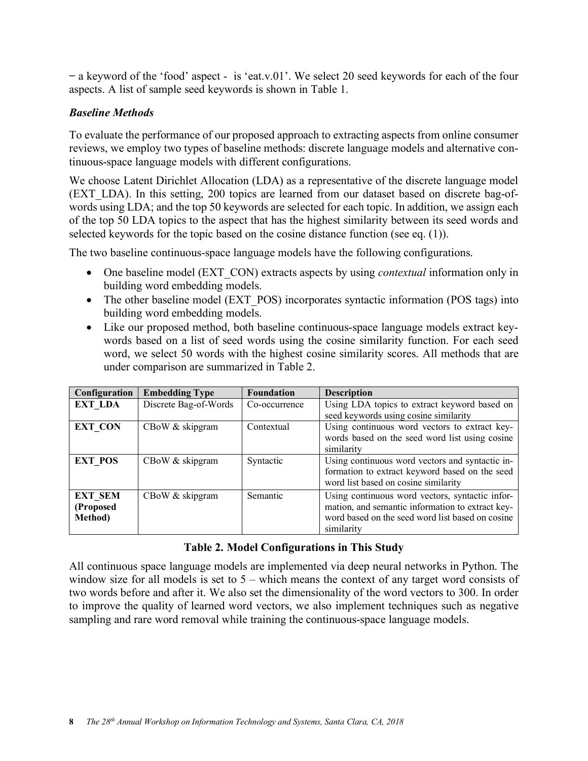– a keyword of the 'food' aspect - is 'eat.v.01'. We select 20 seed keywords for each of the four aspects. A list of sample seed keywords is shown in Table 1.

### *Baseline Methods*

To evaluate the performance of our proposed approach to extracting aspects from online consumer reviews, we employ two types of baseline methods: discrete language models and alternative continuous-space language models with different configurations.

We choose Latent Dirichlet Allocation (LDA) as a representative of the discrete language model (EXT_LDA). In this setting, 200 topics are learned from our dataset based on discrete bag-of-words using LDA; and the top 50 keywords are selected for each topic. In addition, we assign each of the top 50 LDA topics to the aspect that has the highest similarity between its seed words and selected keywords for the topic based on the cosine distance function (see eq. (1)).

The two baseline continuous-space language models have the following configurations.

- One baseline model (EXT_CON) extracts aspects by using *contextual* information only in building word embedding models.
- The other baseline model (EXT_POS) incorporates syntactic information (POS tags) into building word embedding models.
- Like our proposed method, both baseline continuous-space language models extract keywords based on a list of seed words using the cosine similarity function. For each seed word, we select 50 words with the highest cosine similarity scores. All methods that are under comparison are summarized in Table 2.

| Configuration | Embedding Type | Foundation | Description |
|---|---|---|---|
| **EXT_LDA** | Discrete Bag-of-Words | Co-occurrence | Using LDA topics to extract keyword based on seed keywords using cosine similarity |
| **EXT_CON** | CBoW & skipgram | Contextual | Using continuous word vectors to extract keywords based on the seed word list using cosine similarity |
| **EXT_POS** | CBoW & skipgram | Syntactic | Using continuous word vectors and syntactic information to extract keyword based on the seed word list based on cosine similarity |
| **EXT_SEM (Proposed Method)** | CBoW & skipgram | Semantic | Using continuous word vectors, syntactic information, and semantic information to extract keyword based on the seed word list based on cosine similarity |

**Table 2. Model Configurations in This Study**

All continuous space language models are implemented via deep neural networks in Python. The window size for all models is set to 5 – which means the context of any target word consists of two words before and after it. We also set the dimensionality of the word vectors to 300. In order to improve the quality of learned word vectors, we also implement techniques such as negative sampling and rare word removal while training the continuous-space language models.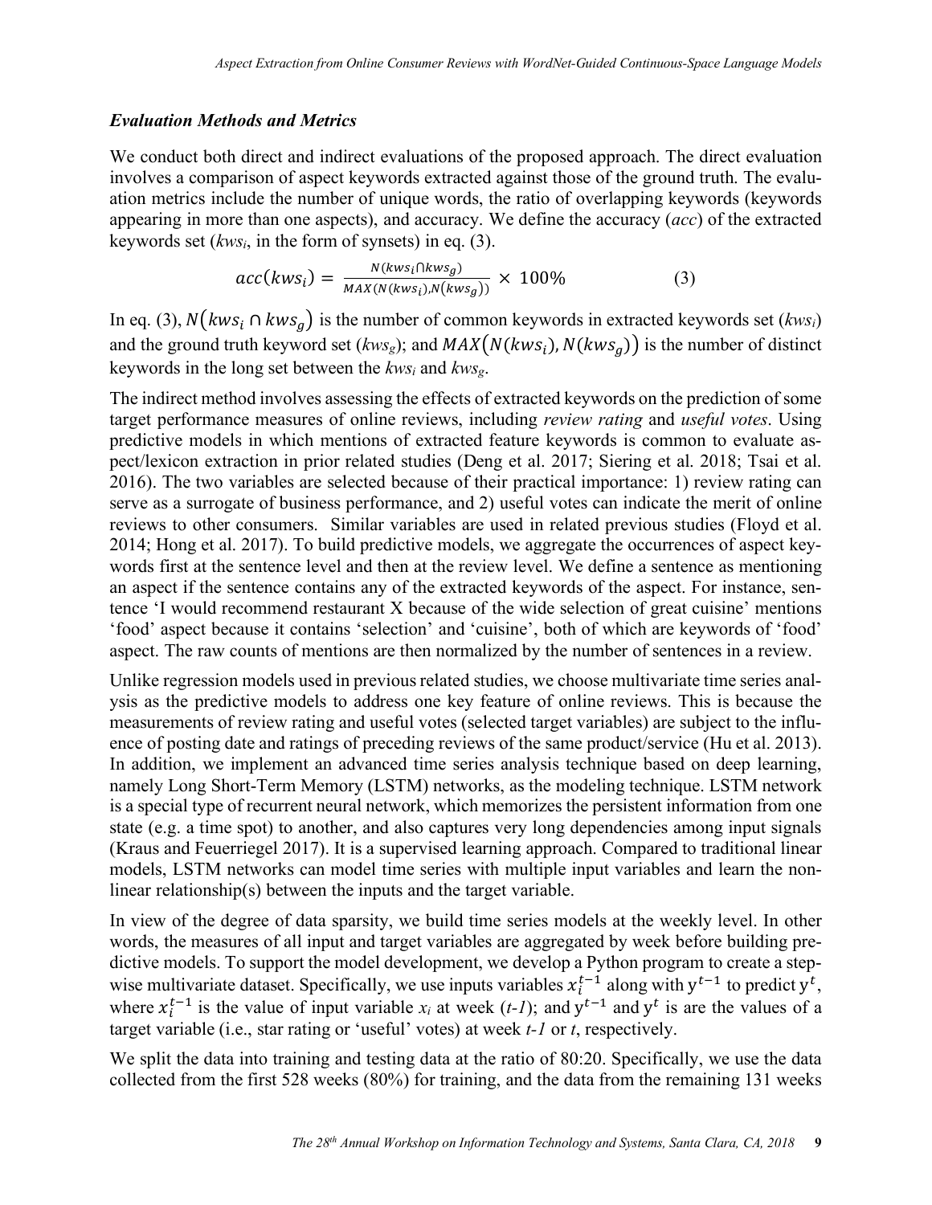### *Evaluation Methods and Metrics*

We conduct both direct and indirect evaluations of the proposed approach. The direct evaluation involves a comparison of aspect keywords extracted against those of the ground truth. The evaluation metrics include the number of unique words, the ratio of overlapping keywords (keywords appearing in more than one aspects), and accuracy. We define the accuracy (*acc*) of the extracted keywords set ($kws_i$, in the form of synsets) in eq. (3).

$$acc(kws_i) = \frac{N(kws_i \cap kws_g)}{MAX(N(kws_i), N(kws_g))} \times 100\% \qquad (3)$$

In eq. (3), $N(kws_i \cap kws_g)$ is the number of common keywords in extracted keywords set ($kws_i$) and the ground truth keyword set ($kws_g$); and $MAX(N(kws_i), N(kws_g))$ is the number of distinct keywords in the long set between the $kws_i$ and $kws_g$.

The indirect method involves assessing the effects of extracted keywords on the prediction of some target performance measures of online reviews, including *review rating* and *useful votes*. Using predictive models in which mentions of extracted feature keywords is common to evaluate aspect/lexicon extraction in prior related studies (Deng et al. 2017; Siering et al. 2018; Tsai et al. 2016). The two variables are selected because of their practical importance: 1) review rating can serve as a surrogate of business performance, and 2) useful votes can indicate the merit of online reviews to other consumers. Similar variables are used in related previous studies (Floyd et al. 2014; Hong et al. 2017). To build predictive models, we aggregate the occurrences of aspect keywords first at the sentence level and then at the review level. We define a sentence as mentioning an aspect if the sentence contains any of the extracted keywords of the aspect. For instance, sentence 'I would recommend restaurant X because of the wide selection of great cuisine' mentions 'food' aspect because it contains 'selection' and 'cuisine', both of which are keywords of 'food' aspect. The raw counts of mentions are then normalized by the number of sentences in a review.

Unlike regression models used in previous related studies, we choose multivariate time series analysis as the predictive models to address one key feature of online reviews. This is because the measurements of review rating and useful votes (selected target variables) are subject to the influence of posting date and ratings of preceding reviews of the same product/service (Hu et al. 2013). In addition, we implement an advanced time series analysis technique based on deep learning, namely Long Short-Term Memory (LSTM) networks, as the modeling technique. LSTM network is a special type of recurrent neural network, which memorizes the persistent information from one state (e.g. a time spot) to another, and also captures very long dependencies among input signals (Kraus and Feuerriegel 2017). It is a supervised learning approach. Compared to traditional linear models, LSTM networks can model time series with multiple input variables and learn the non-linear relationship(s) between the inputs and the target variable.

In view of the degree of data sparsity, we build time series models at the weekly level. In other words, the measures of all input and target variables are aggregated by week before building predictive models. To support the model development, we develop a Python program to create a stepwise multivariate dataset. Specifically, we use inputs variables $x_i^{t-1}$ along with $y^{t-1}$ to predict $y^t$, where $x_i^{t-1}$ is the value of input variable $x_i$ at week (*t-1*); and $y^{t-1}$ and $y^t$ is are the values of a target variable (i.e., star rating or 'useful' votes) at week *t-1* or *t*, respectively.

We split the data into training and testing data at the ratio of 80:20. Specifically, we use the data collected from the first 528 weeks (80%) for training, and the data from the remaining 131 weeks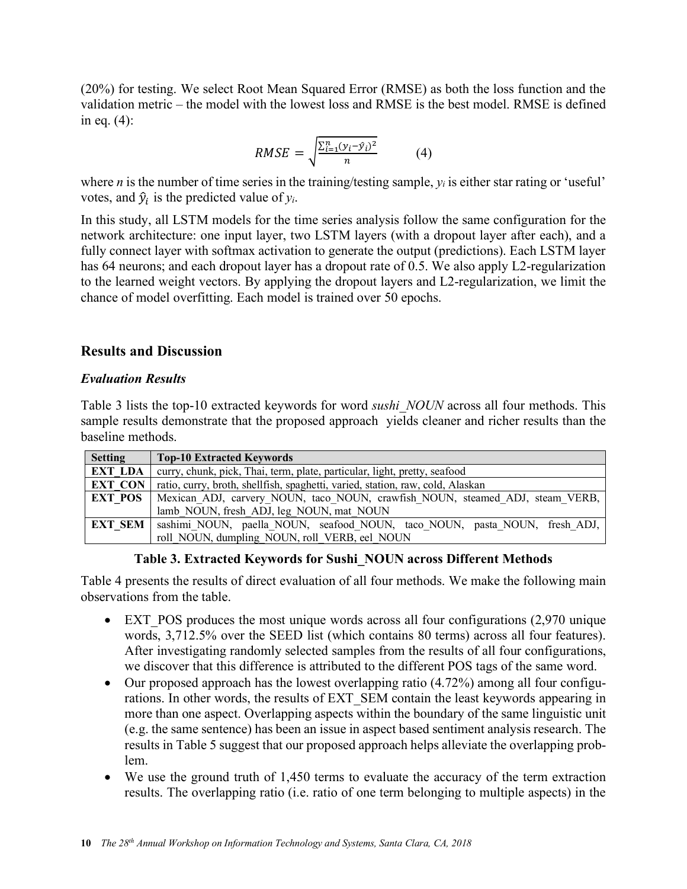(20%) for testing. We select Root Mean Squared Error (RMSE) as both the loss function and the validation metric – the model with the lowest loss and RMSE is the best model. RMSE is defined in eq. (4):

$$RMSE = \sqrt{\frac{\sum_{i=1}^{n}(y_i - \hat{y}_i)^2}{n}} \qquad (4)$$

where $n$ is the number of time series in the training/testing sample, $y_i$ is either star rating or 'useful' votes, and $\hat{y}_i$ is the predicted value of $y_i$.

In this study, all LSTM models for the time series analysis follow the same configuration for the network architecture: one input layer, two LSTM layers (with a dropout layer after each), and a fully connect layer with softmax activation to generate the output (predictions). Each LSTM layer has 64 neurons; and each dropout layer has a dropout rate of 0.5. We also apply L2-regularization to the learned weight vectors. By applying the dropout layers and L2-regularization, we limit the chance of model overfitting. Each model is trained over 50 epochs.

## Results and Discussion

### *Evaluation Results*

Table 3 lists the top-10 extracted keywords for word *sushi_NOUN* across all four methods. This sample results demonstrate that the proposed approach yields cleaner and richer results than the baseline methods.

| Setting | Top-10 Extracted Keywords |
|---|---|
| **EXT_LDA** | curry, chunk, pick, Thai, term, plate, particular, light, pretty, seafood |
| **EXT_CON** | ratio, curry, broth, shellfish, spaghetti, varied, station, raw, cold, Alaskan |
| **EXT_POS** | Mexican_ADJ, carvery_NOUN, taco_NOUN, crawfish_NOUN, steamed_ADJ, steam_VERB, lamb_NOUN, fresh_ADJ, leg_NOUN, mat_NOUN |
| **EXT_SEM** | sashimi_NOUN, paella_NOUN, seafood_NOUN, taco_NOUN, pasta_NOUN, fresh_ADJ, roll_NOUN, dumpling_NOUN, roll_VERB, eel_NOUN |

**Table 3. Extracted Keywords for Sushi_NOUN across Different Methods**

Table 4 presents the results of direct evaluation of all four methods. We make the following main observations from the table.

- EXT_POS produces the most unique words across all four configurations (2,970 unique words, 3,712.5% over the SEED list (which contains 80 terms) across all four features). After investigating randomly selected samples from the results of all four configurations, we discover that this difference is attributed to the different POS tags of the same word.
- Our proposed approach has the lowest overlapping ratio (4.72%) among all four configurations. In other words, the results of EXT_SEM contain the least keywords appearing in more than one aspect. Overlapping aspects within the boundary of the same linguistic unit (e.g. the same sentence) has been an issue in aspect based sentiment analysis research. The results in Table 5 suggest that our proposed approach helps alleviate the overlapping problem.
- We use the ground truth of 1,450 terms to evaluate the accuracy of the term extraction results. The overlapping ratio (i.e. ratio of one term belonging to multiple aspects) in the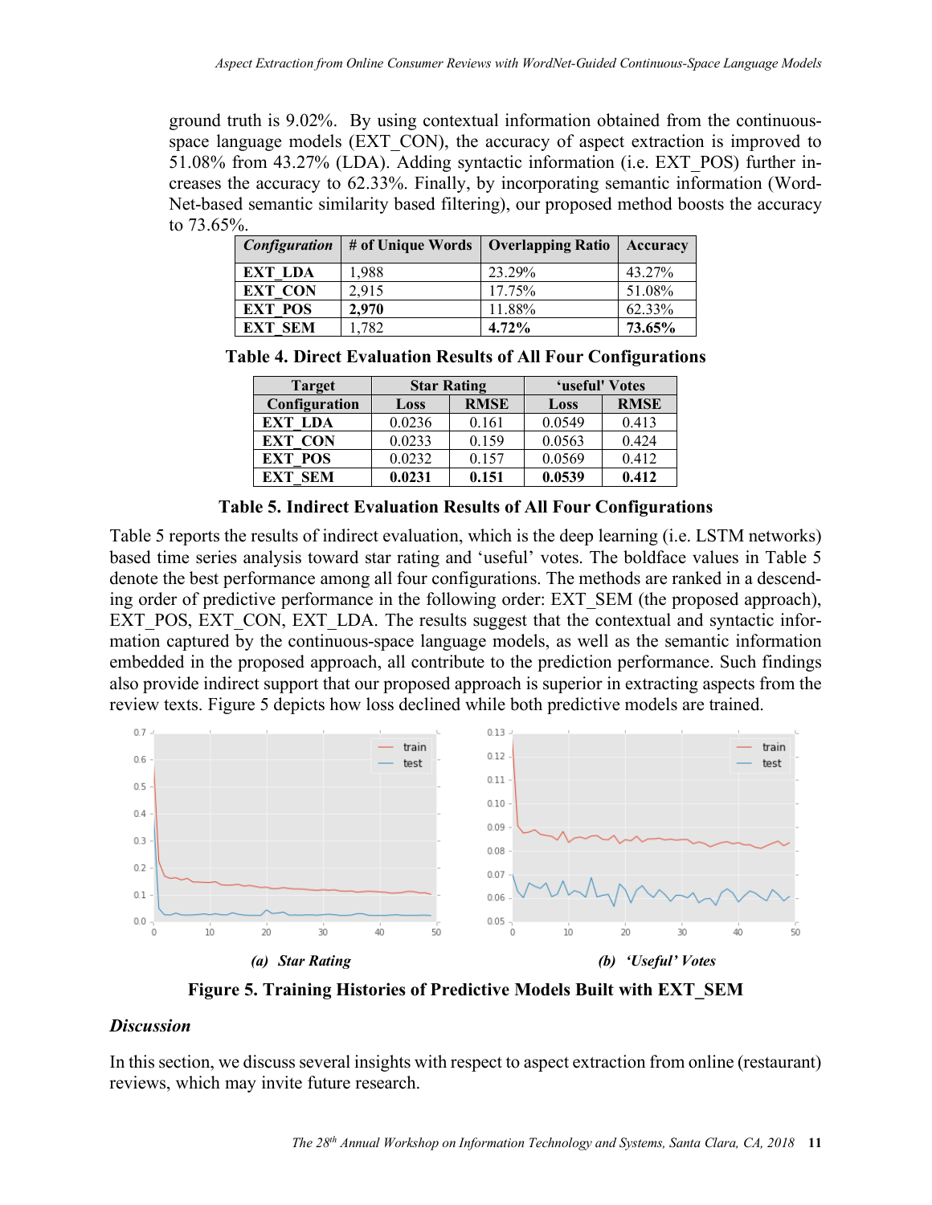ground truth is 9.02%. By using contextual information obtained from the continuous-space language models (EXT_CON), the accuracy of aspect extraction is improved to 51.08% from 43.27% (LDA). Adding syntactic information (i.e. EXT_POS) further increases the accuracy to 62.33%. Finally, by incorporating semantic information (WordNet-based semantic similarity based filtering), our proposed method boosts the accuracy to 73.65%.

| *Configuration* | # of Unique Words | Overlapping Ratio | Accuracy |
|---|---|---|---|
| **EXT_LDA** | 1,988 | 23.29% | 43.27% |
| **EXT_CON** | 2,915 | 17.75% | 51.08% |
| **EXT_POS** | **2,970** | 11.88% | 62.33% |
| **EXT_SEM** | 1,782 | **4.72%** | **73.65%** |

**Table 4. Direct Evaluation Results of All Four Configurations**

| Target | Star Rating | | 'useful' Votes | |
|---|---|---|---|---|
| Configuration | Loss | RMSE | Loss | RMSE |
| **EXT_LDA** | 0.0236 | 0.161 | 0.0549 | 0.413 |
| **EXT_CON** | 0.0233 | 0.159 | 0.0563 | 0.424 |
| **EXT_POS** | 0.0232 | 0.157 | 0.0569 | 0.412 |
| **EXT_SEM** | **0.0231** | **0.151** | **0.0539** | **0.412** |

**Table 5. Indirect Evaluation Results of All Four Configurations**

Table 5 reports the results of indirect evaluation, which is the deep learning (i.e. LSTM networks) based time series analysis toward star rating and 'useful' votes. The boldface values in Table 5 denote the best performance among all four configurations. The methods are ranked in a descending order of predictive performance in the following order: EXT_SEM (the proposed approach), EXT_POS, EXT_CON, EXT_LDA. The results suggest that the contextual and syntactic information captured by the continuous-space language models, as well as the semantic information embedded in the proposed approach, all contribute to the prediction performance. Such findings also provide indirect support that our proposed approach is superior in extracting aspects from the review texts. Figure 5 depicts how loss declined while both predictive models are trained.

*(a) Star Rating* *(b) 'Useful' Votes*

**Figure 5. Training Histories of Predictive Models Built with EXT_SEM**

### *Discussion*

In this section, we discuss several insights with respect to aspect extraction from online (restaurant) reviews, which may invite future research.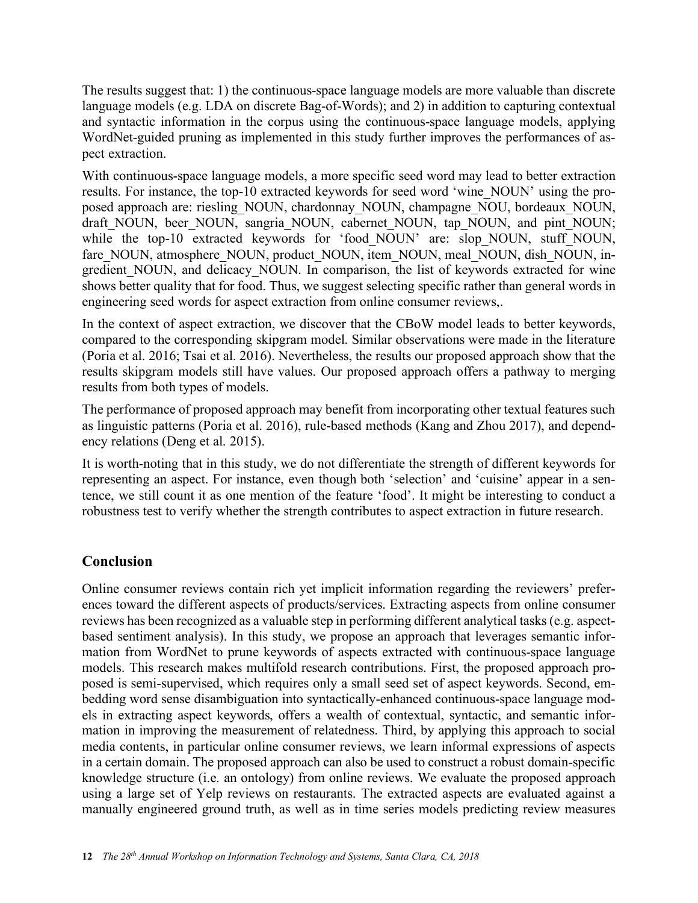The results suggest that: 1) the continuous-space language models are more valuable than discrete language models (e.g. LDA on discrete Bag-of-Words); and 2) in addition to capturing contextual and syntactic information in the corpus using the continuous-space language models, applying WordNet-guided pruning as implemented in this study further improves the performances of aspect extraction.

With continuous-space language models, a more specific seed word may lead to better extraction results. For instance, the top-10 extracted keywords for seed word 'wine_NOUN' using the proposed approach are: riesling_NOUN, chardonnay_NOUN, champagne_NOU, bordeaux_NOUN, draft_NOUN, beer_NOUN, sangria_NOUN, cabernet_NOUN, tap_NOUN, and pint_NOUN; while the top-10 extracted keywords for 'food_NOUN' are: slop_NOUN, stuff_NOUN, fare_NOUN, atmosphere_NOUN, product_NOUN, item_NOUN, meal_NOUN, dish_NOUN, ingredient_NOUN, and delicacy_NOUN. In comparison, the list of keywords extracted for wine shows better quality that for food. Thus, we suggest selecting specific rather than general words in engineering seed words for aspect extraction from online consumer reviews,.

In the context of aspect extraction, we discover that the CBoW model leads to better keywords, compared to the corresponding skipgram model. Similar observations were made in the literature (Poria et al. 2016; Tsai et al. 2016). Nevertheless, the results our proposed approach show that the results skipgram models still have values. Our proposed approach offers a pathway to merging results from both types of models.

The performance of proposed approach may benefit from incorporating other textual features such as linguistic patterns (Poria et al. 2016), rule-based methods (Kang and Zhou 2017), and dependency relations (Deng et al. 2015).

It is worth-noting that in this study, we do not differentiate the strength of different keywords for representing an aspect. For instance, even though both 'selection' and 'cuisine' appear in a sentence, we still count it as one mention of the feature 'food'. It might be interesting to conduct a robustness test to verify whether the strength contributes to aspect extraction in future research.

## Conclusion

Online consumer reviews contain rich yet implicit information regarding the reviewers' preferences toward the different aspects of products/services. Extracting aspects from online consumer reviews has been recognized as a valuable step in performing different analytical tasks (e.g. aspect-based sentiment analysis). In this study, we propose an approach that leverages semantic information from WordNet to prune keywords of aspects extracted with continuous-space language models. This research makes multifold research contributions. First, the proposed approach proposed is semi-supervised, which requires only a small seed set of aspect keywords. Second, embedding word sense disambiguation into syntactically-enhanced continuous-space language models in extracting aspect keywords, offers a wealth of contextual, syntactic, and semantic information in improving the measurement of relatedness. Third, by applying this approach to social media contents, in particular online consumer reviews, we learn informal expressions of aspects in a certain domain. The proposed approach can also be used to construct a robust domain-specific knowledge structure (i.e. an ontology) from online reviews. We evaluate the proposed approach using a large set of Yelp reviews on restaurants. The extracted aspects are evaluated against a manually engineered ground truth, as well as in time series models predicting review measures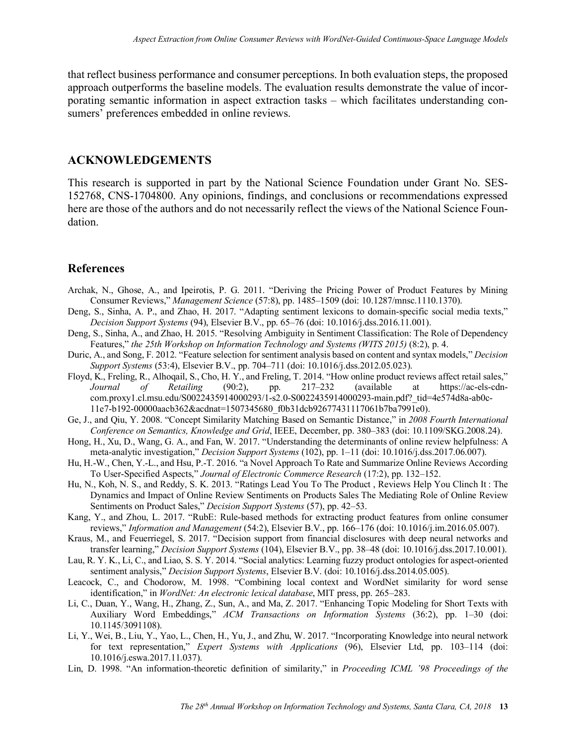that reflect business performance and consumer perceptions. In both evaluation steps, the proposed approach outperforms the baseline models. The evaluation results demonstrate the value of incorporating semantic information in aspect extraction tasks – which facilitates understanding consumers' preferences embedded in online reviews.

## ACKNOWLEDGEMENTS

This research is supported in part by the National Science Foundation under Grant No. SES-152768, CNS-1704800. Any opinions, findings, and conclusions or recommendations expressed here are those of the authors and do not necessarily reflect the views of the National Science Foundation.

## References

Archak, N., Ghose, A., and Ipeirotis, P. G. 2011. "Deriving the Pricing Power of Product Features by Mining Consumer Reviews," *Management Science* (57:8), pp. 1485–1509 (doi: 10.1287/mnsc.1110.1370).

Deng, S., Sinha, A. P., and Zhao, H. 2017. "Adapting sentiment lexicons to domain-specific social media texts," *Decision Support Systems* (94), Elsevier B.V., pp. 65–76 (doi: 10.1016/j.dss.2016.11.001).

Deng, S., Sinha, A., and Zhao, H. 2015. "Resolving Ambiguity in Sentiment Classification: The Role of Dependency Features," *the 25th Workshop on Information Technology and Systems (WITS 2015)* (8:2), p. 4.

Duric, A., and Song, F. 2012. "Feature selection for sentiment analysis based on content and syntax models," *Decision Support Systems* (53:4), Elsevier B.V., pp. 704–711 (doi: 10.1016/j.dss.2012.05.023).

Floyd, K., Freling, R., Alhoqail, S., Cho, H. Y., and Freling, T. 2014. "How online product reviews affect retail sales," *Journal of Retailing* (90:2), pp. 217–232 (available at https://ac-els-cdn-com.proxy1.cl.msu.edu/S0022435914000293/1-s2.0-S0022435914000293-main.pdf?_tid=4e574d8a-ab0c-11e7-b192-00000aacb362&acdnat=1507345680_f0b31dcb92677431117061b7ba7991e0).

Ge, J., and Qiu, Y. 2008. "Concept Similarity Matching Based on Semantic Distance," in *2008 Fourth International Conference on Semantics, Knowledge and Grid*, IEEE, December, pp. 380–383 (doi: 10.1109/SKG.2008.24).

Hong, H., Xu, D., Wang, G. A., and Fan, W. 2017. "Understanding the determinants of online review helpfulness: A meta-analytic investigation," *Decision Support Systems* (102), pp. 1–11 (doi: 10.1016/j.dss.2017.06.007).

Hu, H.-W., Chen, Y.-L., and Hsu, P.-T. 2016. "a Novel Approach To Rate and Summarize Online Reviews According To User-Specified Aspects," *Journal of Electronic Commerce Research* (17:2), pp. 132–152.

Hu, N., Koh, N. S., and Reddy, S. K. 2013. "Ratings Lead You To The Product , Reviews Help You Clinch It : The Dynamics and Impact of Online Review Sentiments on Products Sales The Mediating Role of Online Review Sentiments on Product Sales," *Decision Support Systems* (57), pp. 42–53.

Kang, Y., and Zhou, L. 2017. "RubE: Rule-based methods for extracting product features from online consumer reviews," *Information and Management* (54:2), Elsevier B.V., pp. 166–176 (doi: 10.1016/j.im.2016.05.007).

Kraus, M., and Feuerriegel, S. 2017. "Decision support from financial disclosures with deep neural networks and transfer learning," *Decision Support Systems* (104), Elsevier B.V., pp. 38–48 (doi: 10.1016/j.dss.2017.10.001).

Lau, R. Y. K., Li, C., and Liao, S. S. Y. 2014. "Social analytics: Learning fuzzy product ontologies for aspect-oriented sentiment analysis," *Decision Support Systems*, Elsevier B.V. (doi: 10.1016/j.dss.2014.05.005).

Leacock, C., and Chodorow, M. 1998. "Combining local context and WordNet similarity for word sense identification," in *WordNet: An electronic lexical database*, MIT press, pp. 265–283.

Li, C., Duan, Y., Wang, H., Zhang, Z., Sun, A., and Ma, Z. 2017. "Enhancing Topic Modeling for Short Texts with Auxiliary Word Embeddings," *ACM Transactions on Information Systems* (36:2), pp. 1–30 (doi: 10.1145/3091108).

Li, Y., Wei, B., Liu, Y., Yao, L., Chen, H., Yu, J., and Zhu, W. 2017. "Incorporating Knowledge into neural network for text representation," *Expert Systems with Applications* (96), Elsevier Ltd, pp. 103–114 (doi: 10.1016/j.eswa.2017.11.037).

Lin, D. 1998. "An information-theoretic definition of similarity," in *Proceeding ICML '98 Proceedings of the*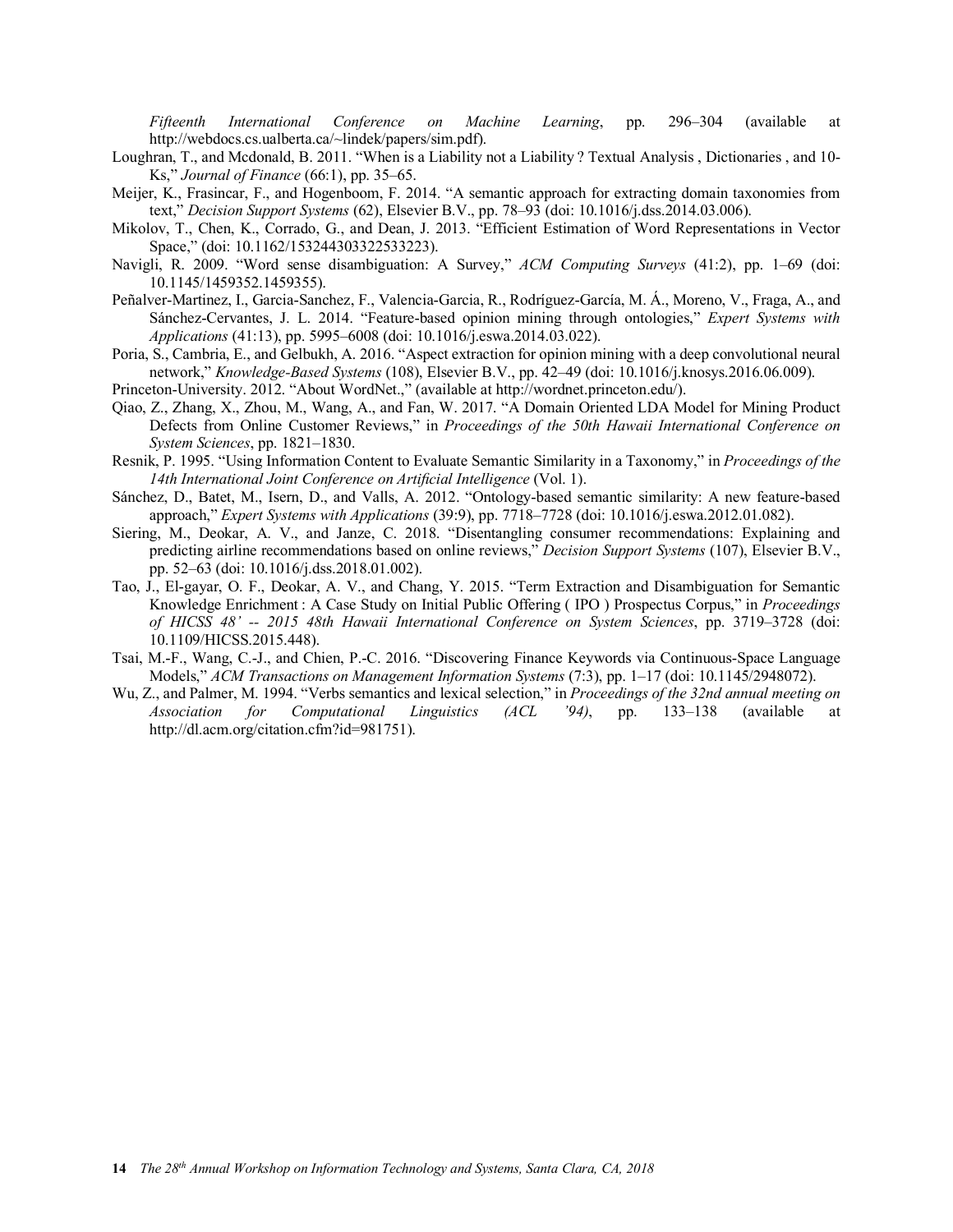*Fifteenth International Conference on Machine Learning*, pp. 296–304 (available at http://webdocs.cs.ualberta.ca/~lindek/papers/sim.pdf).

Loughran, T., and Mcdonald, B. 2011. "When is a Liability not a Liability ? Textual Analysis , Dictionaries , and 10-Ks," *Journal of Finance* (66:1), pp. 35–65.

Meijer, K., Frasincar, F., and Hogenboom, F. 2014. "A semantic approach for extracting domain taxonomies from text," *Decision Support Systems* (62), Elsevier B.V., pp. 78–93 (doi: 10.1016/j.dss.2014.03.006).

Mikolov, T., Chen, K., Corrado, G., and Dean, J. 2013. "Efficient Estimation of Word Representations in Vector Space," (doi: 10.1162/153244303322533223).

Navigli, R. 2009. "Word sense disambiguation: A Survey," *ACM Computing Surveys* (41:2), pp. 1–69 (doi: 10.1145/1459352.1459355).

Peñalver-Martinez, I., Garcia-Sanchez, F., Valencia-Garcia, R., Rodríguez-García, M. Á., Moreno, V., Fraga, A., and Sánchez-Cervantes, J. L. 2014. "Feature-based opinion mining through ontologies," *Expert Systems with Applications* (41:13), pp. 5995–6008 (doi: 10.1016/j.eswa.2014.03.022).

Poria, S., Cambria, E., and Gelbukh, A. 2016. "Aspect extraction for opinion mining with a deep convolutional neural network," *Knowledge-Based Systems* (108), Elsevier B.V., pp. 42–49 (doi: 10.1016/j.knosys.2016.06.009).

Princeton-University. 2012. "About WordNet.," (available at http://wordnet.princeton.edu/).

Qiao, Z., Zhang, X., Zhou, M., Wang, A., and Fan, W. 2017. "A Domain Oriented LDA Model for Mining Product Defects from Online Customer Reviews," in *Proceedings of the 50th Hawaii International Conference on System Sciences*, pp. 1821–1830.

Resnik, P. 1995. "Using Information Content to Evaluate Semantic Similarity in a Taxonomy," in *Proceedings of the 14th International Joint Conference on Artificial Intelligence* (Vol. 1).

Sánchez, D., Batet, M., Isern, D., and Valls, A. 2012. "Ontology-based semantic similarity: A new feature-based approach," *Expert Systems with Applications* (39:9), pp. 7718–7728 (doi: 10.1016/j.eswa.2012.01.082).

Siering, M., Deokar, A. V., and Janze, C. 2018. "Disentangling consumer recommendations: Explaining and predicting airline recommendations based on online reviews," *Decision Support Systems* (107), Elsevier B.V., pp. 52–63 (doi: 10.1016/j.dss.2018.01.002).

Tao, J., El-gayar, O. F., Deokar, A. V., and Chang, Y. 2015. "Term Extraction and Disambiguation for Semantic Knowledge Enrichment : A Case Study on Initial Public Offering ( IPO ) Prospectus Corpus," in *Proceedings of HICSS 48' -- 2015 48th Hawaii International Conference on System Sciences*, pp. 3719–3728 (doi: 10.1109/HICSS.2015.448).

Tsai, M.-F., Wang, C.-J., and Chien, P.-C. 2016. "Discovering Finance Keywords via Continuous-Space Language Models," *ACM Transactions on Management Information Systems* (7:3), pp. 1–17 (doi: 10.1145/2948072).

Wu, Z., and Palmer, M. 1994. "Verbs semantics and lexical selection," in *Proceedings of the 32nd annual meeting on Association for Computational Linguistics (ACL '94)*, pp. 133–138 (available at http://dl.acm.org/citation.cfm?id=981751).